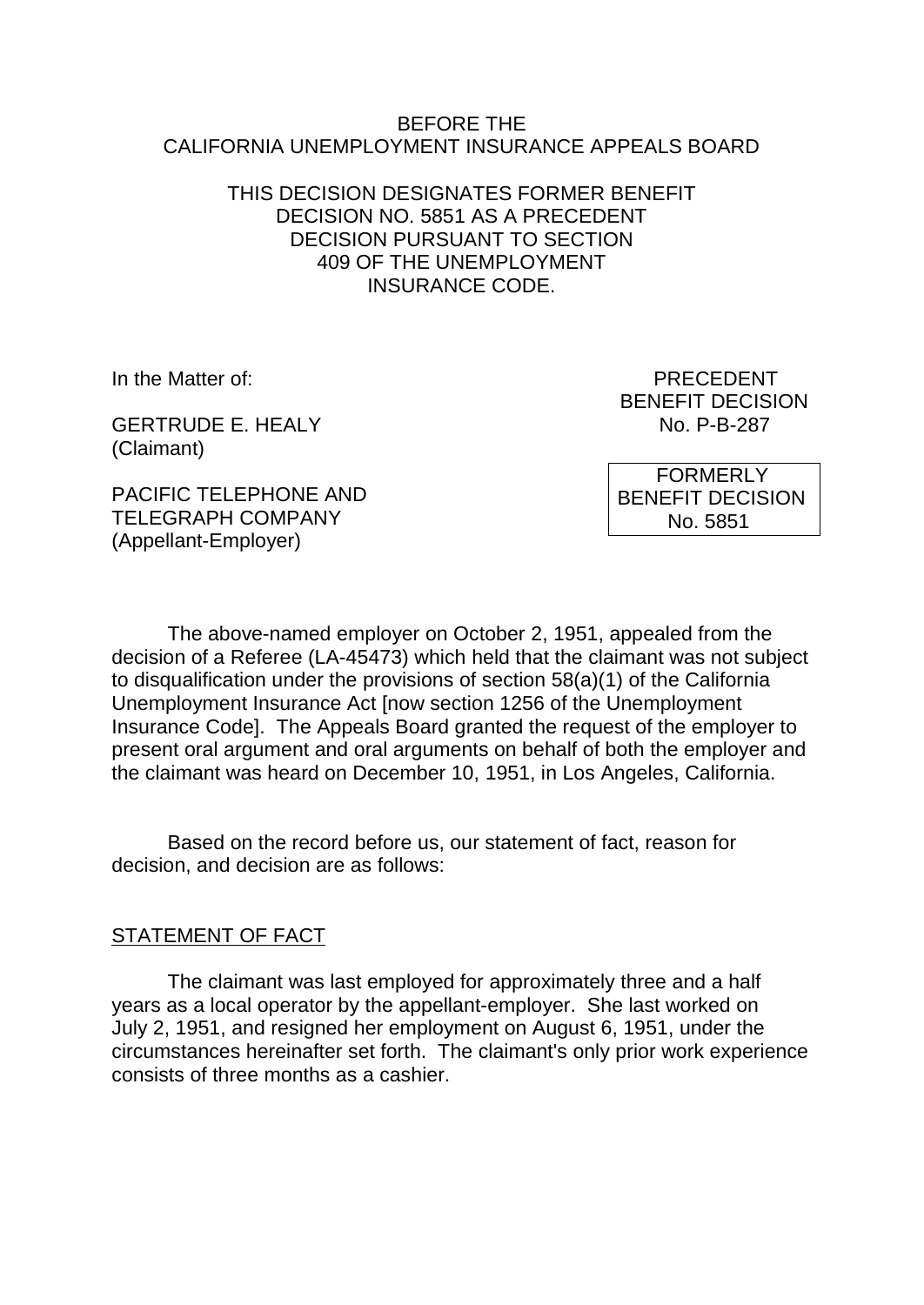BEFORE THE
CALIFORNIA UNEMPLOYMENT INSURANCE APPEALS BOARD

THIS DECISION DESIGNATES FORMER BENEFIT DECISION NO. 5851 AS A PRECEDENT DECISION PURSUANT TO SECTION 409 OF THE UNEMPLOYMENT INSURANCE CODE.

In the Matter of:

GERTRUDE E. HEALY
(Claimant)

PACIFIC TELEPHONE AND TELEGRAPH COMPANY
(Appellant-Employer)

PRECEDENT
BENEFIT DECISION
No. P-B-287

FORMERLY
BENEFIT DECISION
No. 5851

The above-named employer on October 2, 1951, appealed from the decision of a Referee (LA-45473) which held that the claimant was not subject to disqualification under the provisions of section 58(a)(1) of the California Unemployment Insurance Act [now section 1256 of the Unemployment Insurance Code]. The Appeals Board granted the request of the employer to present oral argument and oral arguments on behalf of both the employer and the claimant was heard on December 10, 1951, in Los Angeles, California.

Based on the record before us, our statement of fact, reason for decision, and decision are as follows:

## STATEMENT OF FACT

The claimant was last employed for approximately three and a half years as a local operator by the appellant-employer. She last worked on July 2, 1951, and resigned her employment on August 6, 1951, under the circumstances hereinafter set forth. The claimant's only prior work experience consists of three months as a cashier.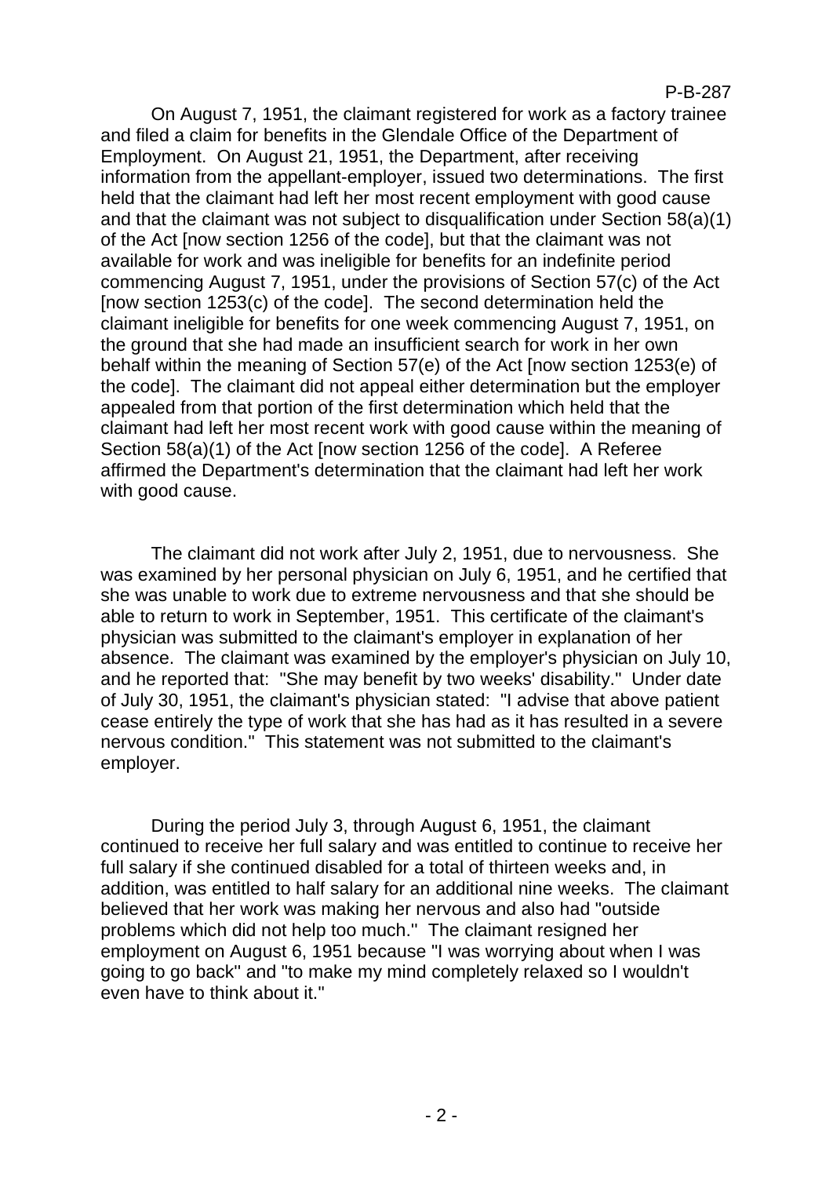On August 7, 1951, the claimant registered for work as a factory trainee and filed a claim for benefits in the Glendale Office of the Department of Employment. On August 21, 1951, the Department, after receiving information from the appellant-employer, issued two determinations. The first held that the claimant had left her most recent employment with good cause and that the claimant was not subject to disqualification under Section 58(a)(1) of the Act [now section 1256 of the code], but that the claimant was not available for work and was ineligible for benefits for an indefinite period commencing August 7, 1951, under the provisions of Section 57(c) of the Act [now section 1253(c) of the code]. The second determination held the claimant ineligible for benefits for one week commencing August 7, 1951, on the ground that she had made an insufficient search for work in her own behalf within the meaning of Section 57(e) of the Act [now section 1253(e) of the code]. The claimant did not appeal either determination but the employer appealed from that portion of the first determination which held that the claimant had left her most recent work with good cause within the meaning of Section 58(a)(1) of the Act [now section 1256 of the code]. A Referee affirmed the Department's determination that the claimant had left her work with good cause.

The claimant did not work after July 2, 1951, due to nervousness. She was examined by her personal physician on July 6, 1951, and he certified that she was unable to work due to extreme nervousness and that she should be able to return to work in September, 1951. This certificate of the claimant's physician was submitted to the claimant's employer in explanation of her absence. The claimant was examined by the employer's physician on July 10, and he reported that: "She may benefit by two weeks' disability." Under date of July 30, 1951, the claimant's physician stated: "I advise that above patient cease entirely the type of work that she has had as it has resulted in a severe nervous condition." This statement was not submitted to the claimant's employer.

During the period July 3, through August 6, 1951, the claimant continued to receive her full salary and was entitled to continue to receive her full salary if she continued disabled for a total of thirteen weeks and, in addition, was entitled to half salary for an additional nine weeks. The claimant believed that her work was making her nervous and also had "outside problems which did not help too much." The claimant resigned her employment on August 6, 1951 because "I was worrying about when I was going to go back" and "to make my mind completely relaxed so I wouldn't even have to think about it."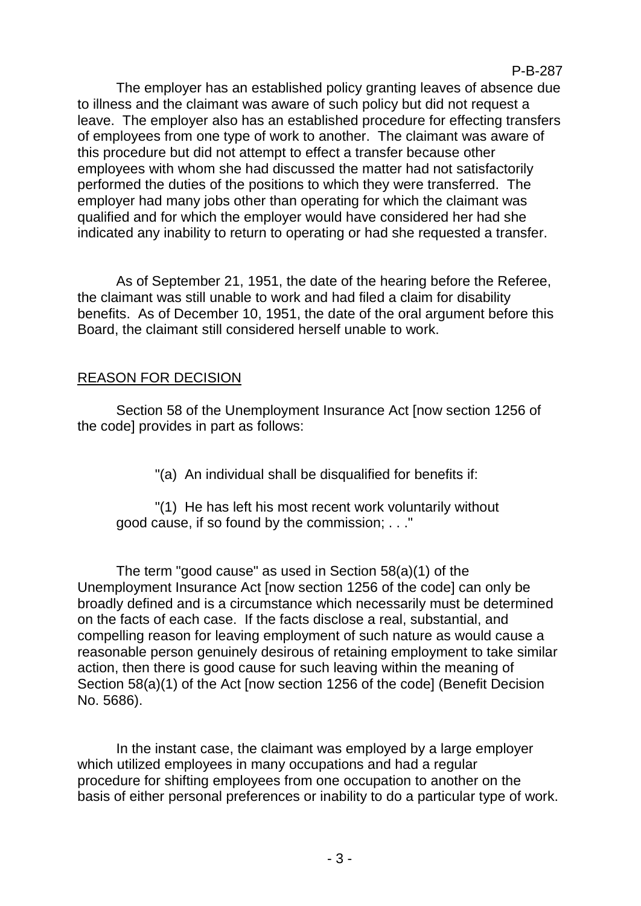The employer has an established policy granting leaves of absence due to illness and the claimant was aware of such policy but did not request a leave. The employer also has an established procedure for effecting transfers of employees from one type of work to another. The claimant was aware of this procedure but did not attempt to effect a transfer because other employees with whom she had discussed the matter had not satisfactorily performed the duties of the positions to which they were transferred. The employer had many jobs other than operating for which the claimant was qualified and for which the employer would have considered her had she indicated any inability to return to operating or had she requested a transfer.

As of September 21, 1951, the date of the hearing before the Referee, the claimant was still unable to work and had filed a claim for disability benefits. As of December 10, 1951, the date of the oral argument before this Board, the claimant still considered herself unable to work.

## REASON FOR DECISION

Section 58 of the Unemployment Insurance Act [now section 1256 of the code] provides in part as follows:

> "(a) An individual shall be disqualified for benefits if:
>
> "(1) He has left his most recent work voluntarily without good cause, if so found by the commission; . . ."

The term "good cause" as used in Section 58(a)(1) of the Unemployment Insurance Act [now section 1256 of the code] can only be broadly defined and is a circumstance which necessarily must be determined on the facts of each case. If the facts disclose a real, substantial, and compelling reason for leaving employment of such nature as would cause a reasonable person genuinely desirous of retaining employment to take similar action, then there is good cause for such leaving within the meaning of Section 58(a)(1) of the Act [now section 1256 of the code] (Benefit Decision No. 5686).

In the instant case, the claimant was employed by a large employer which utilized employees in many occupations and had a regular procedure for shifting employees from one occupation to another on the basis of either personal preferences or inability to do a particular type of work.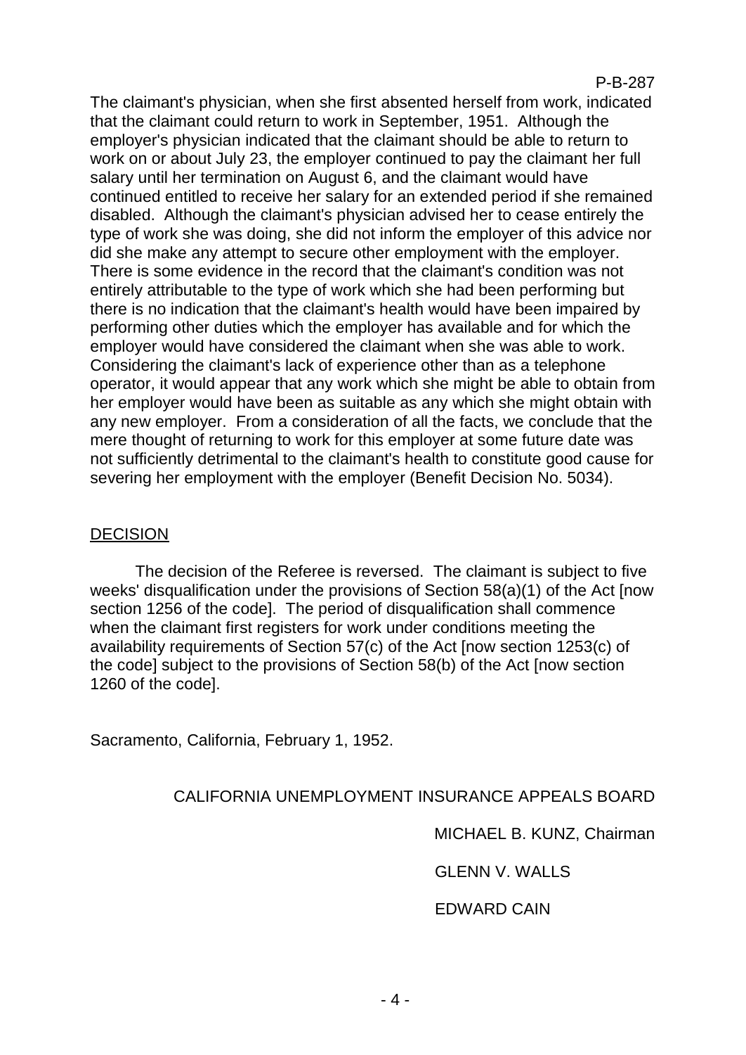The claimant's physician, when she first absented herself from work, indicated that the claimant could return to work in September, 1951. Although the employer's physician indicated that the claimant should be able to return to work on or about July 23, the employer continued to pay the claimant her full salary until her termination on August 6, and the claimant would have continued entitled to receive her salary for an extended period if she remained disabled. Although the claimant's physician advised her to cease entirely the type of work she was doing, she did not inform the employer of this advice nor did she make any attempt to secure other employment with the employer. There is some evidence in the record that the claimant's condition was not entirely attributable to the type of work which she had been performing but there is no indication that the claimant's health would have been impaired by performing other duties which the employer has available and for which the employer would have considered the claimant when she was able to work. Considering the claimant's lack of experience other than as a telephone operator, it would appear that any work which she might be able to obtain from her employer would have been as suitable as any which she might obtain with any new employer. From a consideration of all the facts, we conclude that the mere thought of returning to work for this employer at some future date was not sufficiently detrimental to the claimant's health to constitute good cause for severing her employment with the employer (Benefit Decision No. 5034).

## DECISION

The decision of the Referee is reversed. The claimant is subject to five weeks' disqualification under the provisions of Section 58(a)(1) of the Act [now section 1256 of the code]. The period of disqualification shall commence when the claimant first registers for work under conditions meeting the availability requirements of Section 57(c) of the Act [now section 1253(c) of the code] subject to the provisions of Section 58(b) of the Act [now section 1260 of the code].

Sacramento, California, February 1, 1952.

CALIFORNIA UNEMPLOYMENT INSURANCE APPEALS BOARD

MICHAEL B. KUNZ, Chairman

GLENN V. WALLS

EDWARD CAIN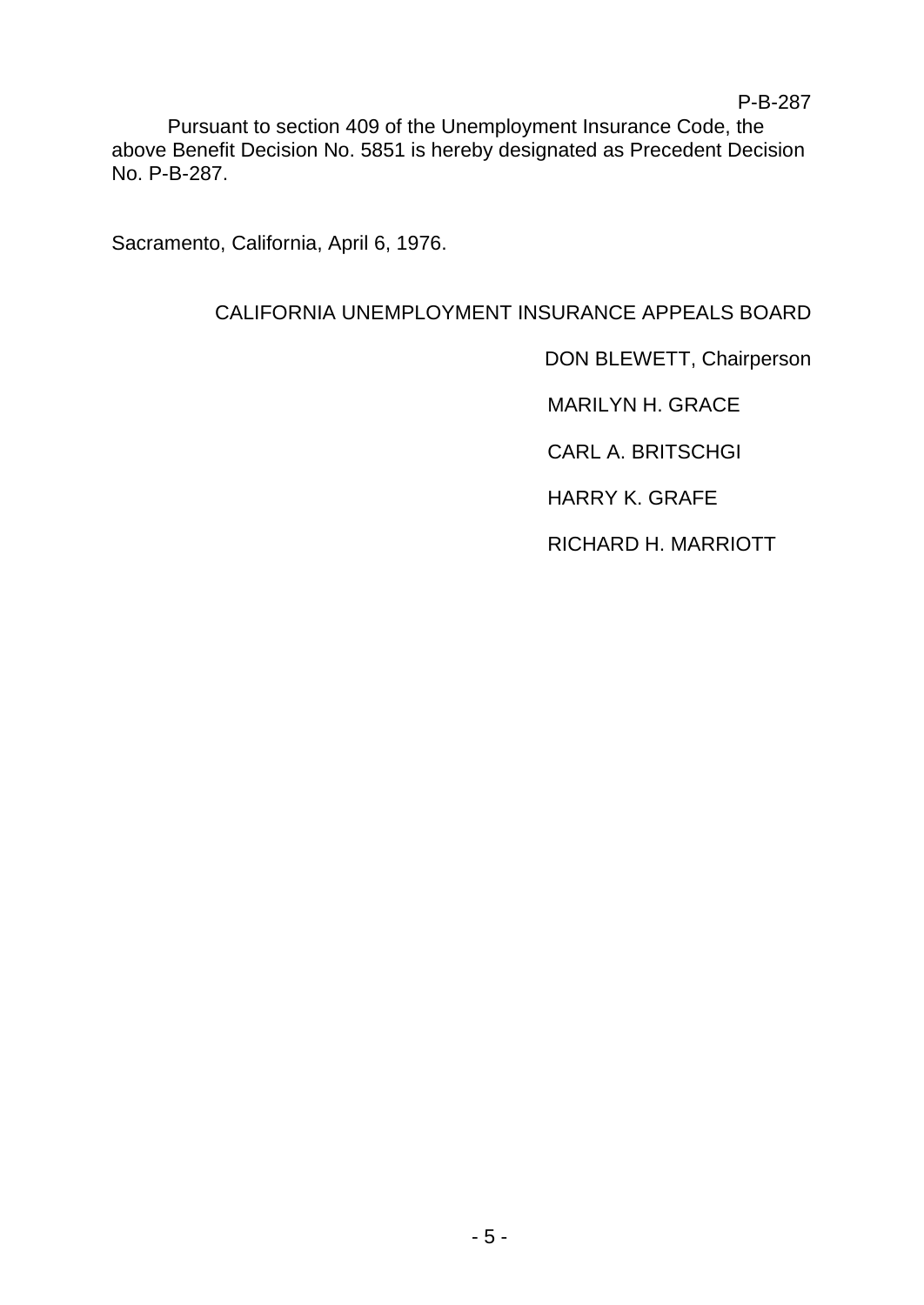Pursuant to section 409 of the Unemployment Insurance Code, the above Benefit Decision No. 5851 is hereby designated as Precedent Decision No. P-B-287.

Sacramento, California, April 6, 1976.

CALIFORNIA UNEMPLOYMENT INSURANCE APPEALS BOARD

DON BLEWETT, Chairperson

MARILYN H. GRACE

CARL A. BRITSCHGI

HARRY K. GRAFE

RICHARD H. MARRIOTT